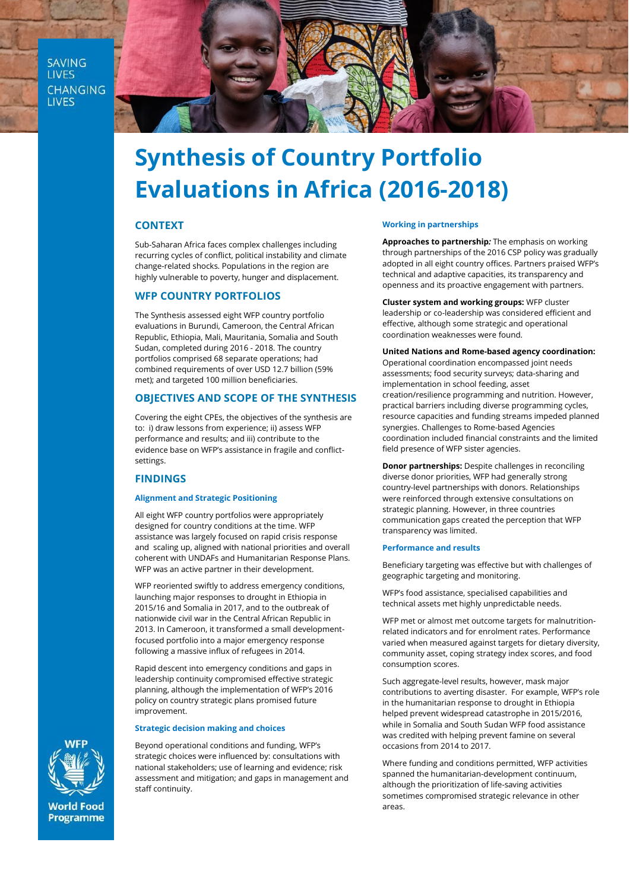SAVING LIVES CHANGING LIVES

# Synthesis of Country Portfolio Evaluations in Africa (2016-2018)

## CONTEXT

Sub-Saharan Africa faces complex challenges including recurring cycles of conflict, political instability and climate change-related shocks. Populations in the region are highly vulnerable to poverty, hunger and displacement.

## WFP COUNTRY PORTFOLIOS

The Synthesis assessed eight WFP country portfolio evaluations in Burundi, Cameroon, the Central African Republic, Ethiopia, Mali, Mauritania, Somalia and South Sudan, completed during 2016 - 2018. The country portfolios comprised 68 separate operations; had combined requirements of over USD 12.7 billion (59% met); and targeted 100 million beneficiaries.

## OBJECTIVES AND SCOPE OF THE SYNTHESIS

Covering the eight CPEs, the objectives of the synthesis are to: i) draw lessons from experience; ii) assess WFP performance and results; and iii) contribute to the evidence base on WFP's assistance in fragile and conflict-settings.

## FINDINGS

### Alignment and Strategic Positioning

All eight WFP country portfolios were appropriately designed for country conditions at the time. WFP assistance was largely focused on rapid crisis response and scaling up, aligned with national priorities and overall coherent with UNDAFs and Humanitarian Response Plans. WFP was an active partner in their development.

WFP reoriented swiftly to address emergency conditions, launching major responses to drought in Ethiopia in 2015/16 and Somalia in 2017, and to the outbreak of nationwide civil war in the Central African Republic in 2013. In Cameroon, it transformed a small development-focused portfolio into a major emergency response following a massive influx of refugees in 2014.

Rapid descent into emergency conditions and gaps in leadership continuity compromised effective strategic planning, although the implementation of WFP's 2016 policy on country strategic plans promised future improvement.

### Strategic decision making and choices

Beyond operational conditions and funding, WFP's strategic choices were influenced by: consultations with national stakeholders; use of learning and evidence; risk assessment and mitigation; and gaps in management and staff continuity.

### Working in partnerships

**Approaches to partnership*:*** The emphasis on working through partnerships of the 2016 CSP policy was gradually adopted in all eight country offices. Partners praised WFP's technical and adaptive capacities, its transparency and openness and its proactive engagement with partners.

**Cluster system and working groups:** WFP cluster leadership or co-leadership was considered efficient and effective, although some strategic and operational coordination weaknesses were found.

**United Nations and Rome-based agency coordination:** Operational coordination encompassed joint needs assessments; food security surveys; data-sharing and implementation in school feeding, asset creation/resilience programming and nutrition. However, practical barriers including diverse programming cycles, resource capacities and funding streams impeded planned synergies. Challenges to Rome-based Agencies coordination included financial constraints and the limited field presence of WFP sister agencies.

**Donor partnerships:** Despite challenges in reconciling diverse donor priorities, WFP had generally strong country-level partnerships with donors. Relationships were reinforced through extensive consultations on strategic planning. However, in three countries communication gaps created the perception that WFP transparency was limited.

### Performance and results

Beneficiary targeting was effective but with challenges of geographic targeting and monitoring.

WFP's food assistance, specialised capabilities and technical assets met highly unpredictable needs.

WFP met or almost met outcome targets for malnutrition-related indicators and for enrolment rates. Performance varied when measured against targets for dietary diversity, community asset, coping strategy index scores, and food consumption scores.

Such aggregate-level results, however, mask major contributions to averting disaster. For example, WFP's role in the humanitarian response to drought in Ethiopia helped prevent widespread catastrophe in 2015/2016, while in Somalia and South Sudan WFP food assistance was credited with helping prevent famine on several occasions from 2014 to 2017.

Where funding and conditions permitted, WFP activities spanned the humanitarian-development continuum, although the prioritization of life-saving activities sometimes compromised strategic relevance in other areas.

WFP World Food Programme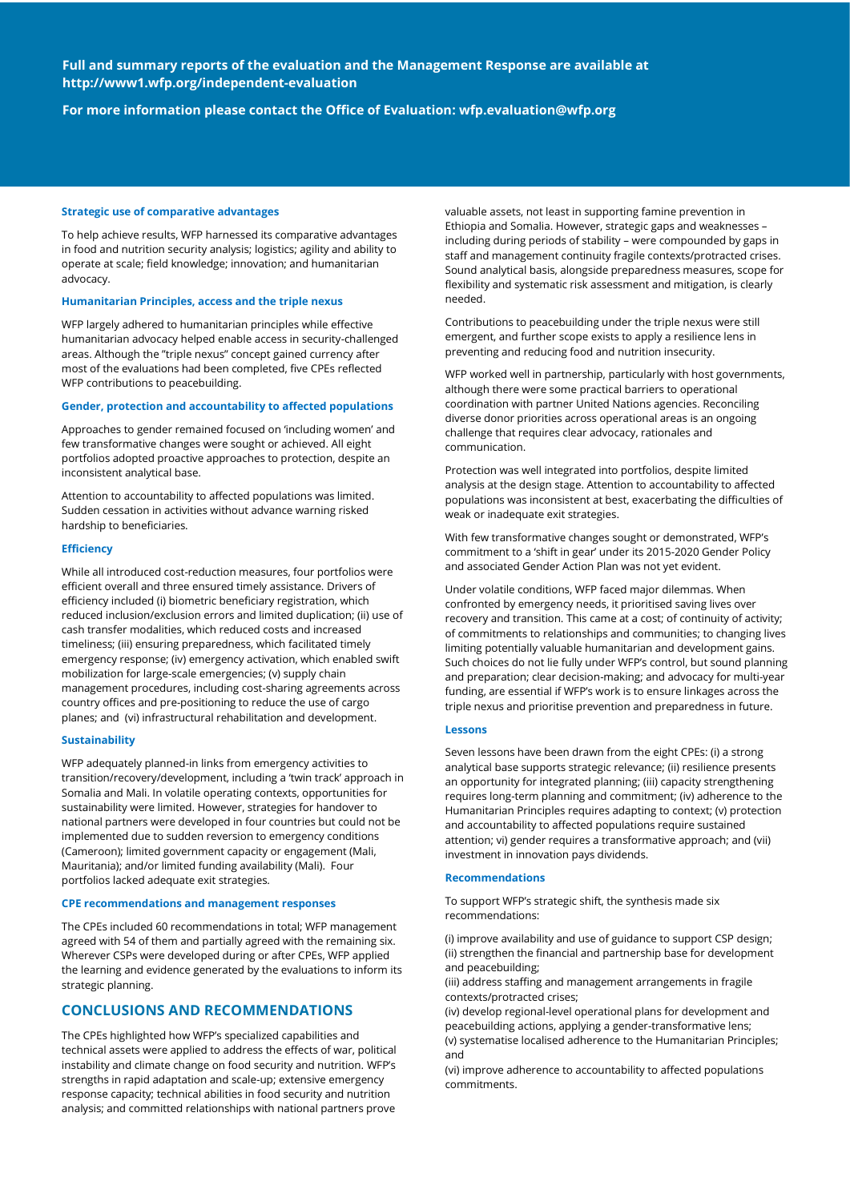**Full and summary reports of the evaluation and the Management Response are available at http://www1.wfp.org/independent-evaluation**

**For more information please contact the Office of Evaluation: wfp.evaluation@wfp.org**

### Strategic use of comparative advantages

To help achieve results, WFP harnessed its comparative advantages in food and nutrition security analysis; logistics; agility and ability to operate at scale; field knowledge; innovation; and humanitarian advocacy.

### Humanitarian Principles, access and the triple nexus

WFP largely adhered to humanitarian principles while effective humanitarian advocacy helped enable access in security-challenged areas. Although the "triple nexus" concept gained currency after most of the evaluations had been completed, five CPEs reflected WFP contributions to peacebuilding.

### Gender, protection and accountability to affected populations

Approaches to gender remained focused on 'including women' and few transformative changes were sought or achieved. All eight portfolios adopted proactive approaches to protection, despite an inconsistent analytical base.

Attention to accountability to affected populations was limited. Sudden cessation in activities without advance warning risked hardship to beneficiaries.

### Efficiency

While all introduced cost-reduction measures, four portfolios were efficient overall and three ensured timely assistance. Drivers of efficiency included (i) biometric beneficiary registration, which reduced inclusion/exclusion errors and limited duplication; (ii) use of cash transfer modalities, which reduced costs and increased timeliness; (iii) ensuring preparedness, which facilitated timely emergency response; (iv) emergency activation, which enabled swift mobilization for large-scale emergencies; (v) supply chain management procedures, including cost-sharing agreements across country offices and pre-positioning to reduce the use of cargo planes; and (vi) infrastructural rehabilitation and development.

### Sustainability

WFP adequately planned-in links from emergency activities to transition/recovery/development, including a 'twin track' approach in Somalia and Mali. In volatile operating contexts, opportunities for sustainability were limited. However, strategies for handover to national partners were developed in four countries but could not be implemented due to sudden reversion to emergency conditions (Cameroon); limited government capacity or engagement (Mali, Mauritania); and/or limited funding availability (Mali). Four portfolios lacked adequate exit strategies.

### CPE recommendations and management responses

The CPEs included 60 recommendations in total; WFP management agreed with 54 of them and partially agreed with the remaining six. Wherever CSPs were developed during or after CPEs, WFP applied the learning and evidence generated by the evaluations to inform its strategic planning.

## CONCLUSIONS AND RECOMMENDATIONS

The CPEs highlighted how WFP's specialized capabilities and technical assets were applied to address the effects of war, political instability and climate change on food security and nutrition. WFP's strengths in rapid adaptation and scale-up; extensive emergency response capacity; technical abilities in food security and nutrition analysis; and committed relationships with national partners prove valuable assets, not least in supporting famine prevention in Ethiopia and Somalia. However, strategic gaps and weaknesses – including during periods of stability – were compounded by gaps in staff and management continuity fragile contexts/protracted crises. Sound analytical basis, alongside preparedness measures, scope for flexibility and systematic risk assessment and mitigation, is clearly needed.

Contributions to peacebuilding under the triple nexus were still emergent, and further scope exists to apply a resilience lens in preventing and reducing food and nutrition insecurity.

WFP worked well in partnership, particularly with host governments, although there were some practical barriers to operational coordination with partner United Nations agencies. Reconciling diverse donor priorities across operational areas is an ongoing challenge that requires clear advocacy, rationales and communication.

Protection was well integrated into portfolios, despite limited analysis at the design stage. Attention to accountability to affected populations was inconsistent at best, exacerbating the difficulties of weak or inadequate exit strategies.

With few transformative changes sought or demonstrated, WFP's commitment to a 'shift in gear' under its 2015-2020 Gender Policy and associated Gender Action Plan was not yet evident.

Under volatile conditions, WFP faced major dilemmas. When confronted by emergency needs, it prioritised saving lives over recovery and transition. This came at a cost; of continuity of activity; of commitments to relationships and communities; to changing lives limiting potentially valuable humanitarian and development gains. Such choices do not lie fully under WFP's control, but sound planning and preparation; clear decision-making; and advocacy for multi-year funding, are essential if WFP's work is to ensure linkages across the triple nexus and prioritise prevention and preparedness in future.

### Lessons

Seven lessons have been drawn from the eight CPEs: (i) a strong analytical base supports strategic relevance; (ii) resilience presents an opportunity for integrated planning; (iii) capacity strengthening requires long-term planning and commitment; (iv) adherence to the Humanitarian Principles requires adapting to context; (v) protection and accountability to affected populations require sustained attention; vi) gender requires a transformative approach; and (vii) investment in innovation pays dividends.

### Recommendations

To support WFP's strategic shift, the synthesis made six recommendations:

(i) improve availability and use of guidance to support CSP design;
(ii) strengthen the financial and partnership base for development and peacebuilding;
(iii) address staffing and management arrangements in fragile contexts/protracted crises;
(iv) develop regional-level operational plans for development and peacebuilding actions, applying a gender-transformative lens;
(v) systematise localised adherence to the Humanitarian Principles; and
(vi) improve adherence to accountability to affected populations commitments.